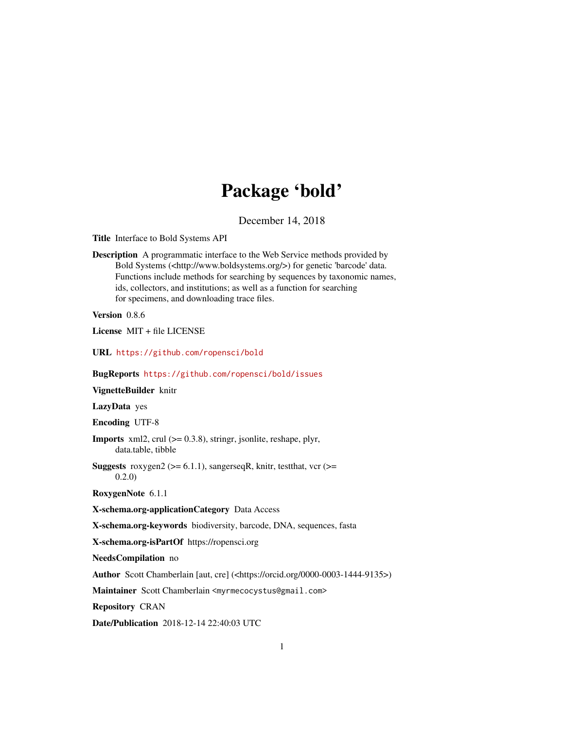# Package 'bold'

December 14, 2018

**Title** Interface to Bold Systems API

**Description** A programmatic interface to the Web Service methods provided by Bold Systems (<http://www.boldsystems.org/>) for genetic 'barcode' data. Functions include methods for searching by sequences by taxonomic names, ids, collectors, and institutions; as well as a function for searching for specimens, and downloading trace files.

**Version** 0.8.6

**License** MIT + file LICENSE

**URL** https://github.com/ropensci/bold

**BugReports** https://github.com/ropensci/bold/issues

**VignetteBuilder** knitr

**LazyData** yes

**Encoding** UTF-8

**Imports** xml2, crul (>= 0.3.8), stringr, jsonlite, reshape, plyr, data.table, tibble

**Suggests** roxygen2 (>= 6.1.1), sangerseqR, knitr, testthat, vcr (>= 0.2.0)

**RoxygenNote** 6.1.1

**X-schema.org-applicationCategory** Data Access

**X-schema.org-keywords** biodiversity, barcode, DNA, sequences, fasta

**X-schema.org-isPartOf** https://ropensci.org

**NeedsCompilation** no

**Author** Scott Chamberlain [aut, cre] (<https://orcid.org/0000-0003-1444-9135>)

**Maintainer** Scott Chamberlain <myrmecocystus@gmail.com>

**Repository** CRAN

**Date/Publication** 2018-12-14 22:40:03 UTC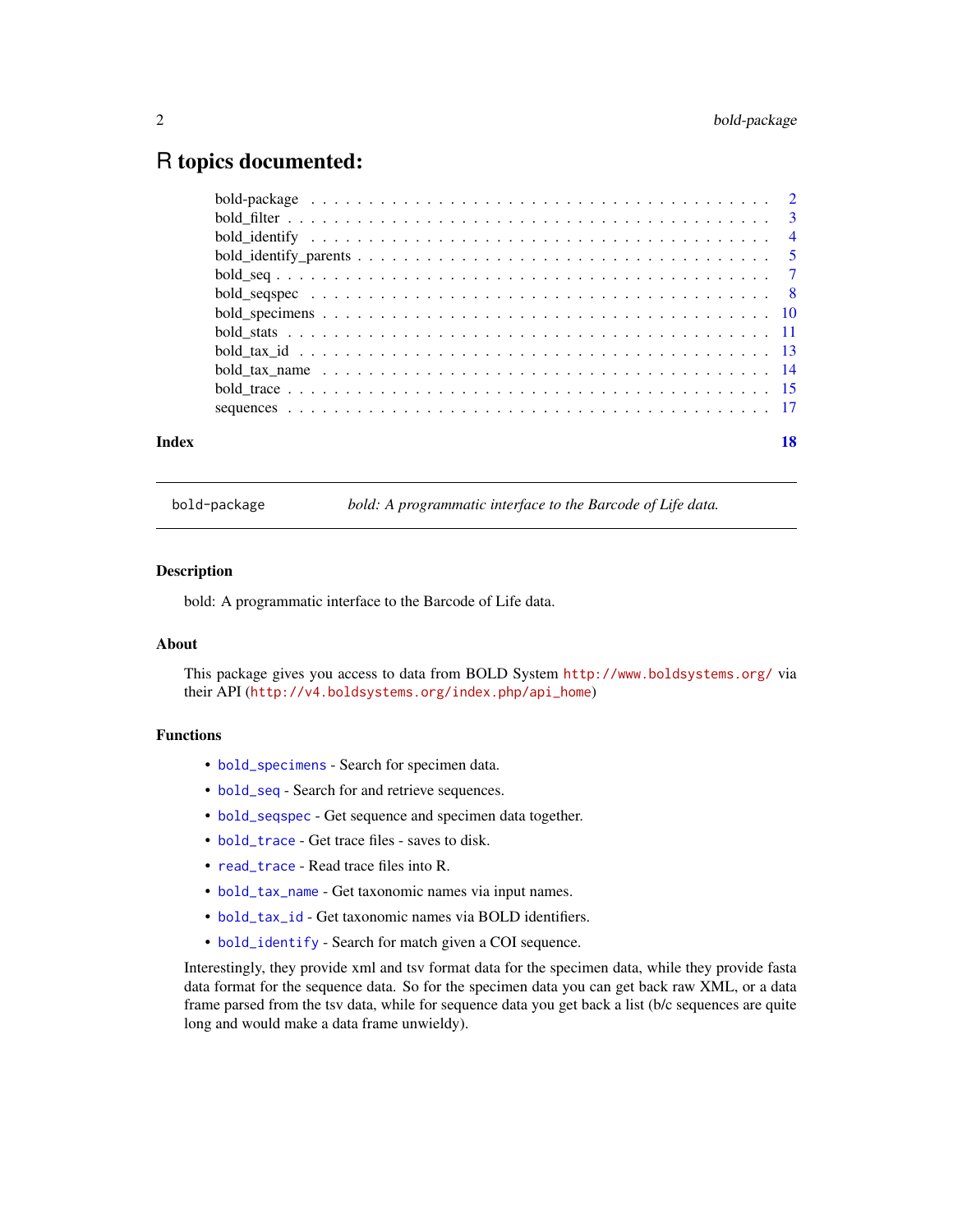# R topics documented:

| | |
|---|---|
| bold-package | 2 |
| bold_filter | 3 |
| bold_identify | 4 |
| bold_identify_parents | 5 |
| bold_seq | 7 |
| bold_seqspec | 8 |
| bold_specimens | 10 |
| bold_stats | 11 |
| bold_tax_id | 13 |
| bold_tax_name | 14 |
| bold_trace | 15 |
| sequences | 17 |
| **Index** | **18** |

---

bold-package — *bold: A programmatic interface to the Barcode of Life data.*

---

### Description

bold: A programmatic interface to the Barcode of Life data.

### About

This package gives you access to data from BOLD System http://www.boldsystems.org/ via their API (http://v4.boldsystems.org/index.php/api_home)

### Functions

- bold_specimens - Search for specimen data.
- bold_seq - Search for and retrieve sequences.
- bold_seqspec - Get sequence and specimen data together.
- bold_trace - Get trace files - saves to disk.
- read_trace - Read trace files into R.
- bold_tax_name - Get taxonomic names via input names.
- bold_tax_id - Get taxonomic names via BOLD identifiers.
- bold_identify - Search for match given a COI sequence.

Interestingly, they provide xml and tsv format data for the specimen data, while they provide fasta data format for the sequence data. So for the specimen data you can get back raw XML, or a data frame parsed from the tsv data, while for sequence data you get back a list (b/c sequences are quite long and would make a data frame unwieldy).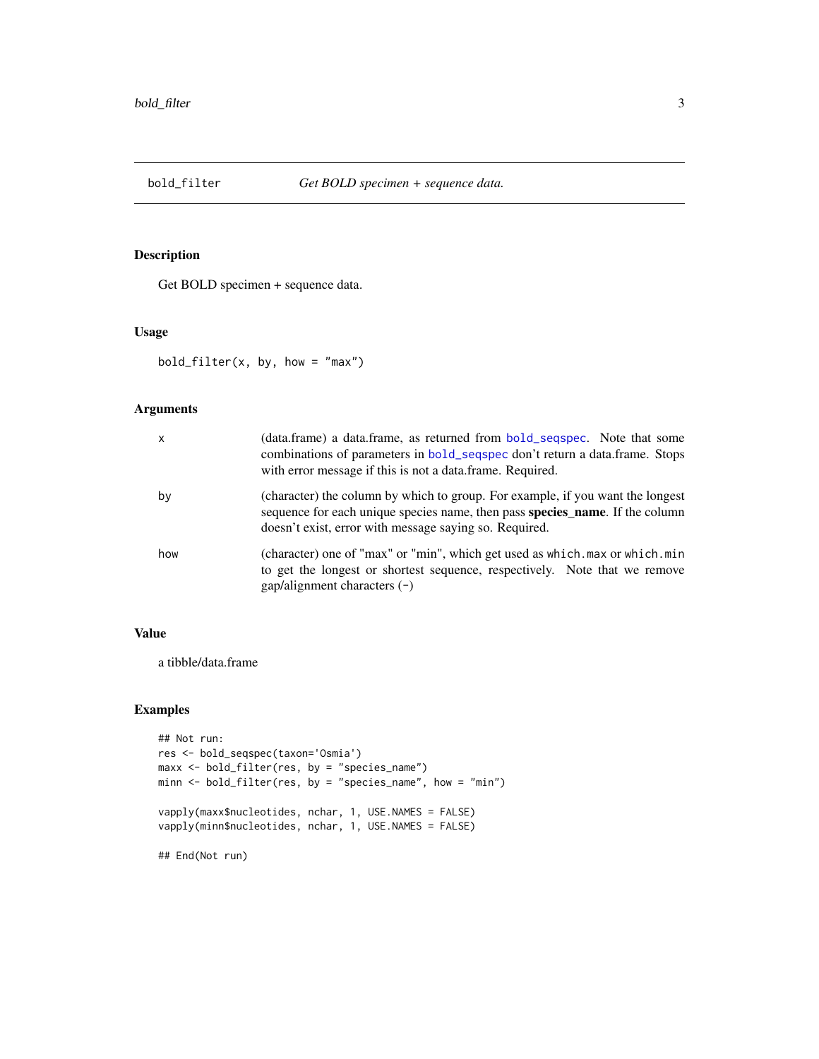## bold_filter — *Get BOLD specimen + sequence data.*

### Description

Get BOLD specimen + sequence data.

### Usage

```
bold_filter(x, by, how = "max")
```

### Arguments

| | |
|---|---|
| x | (data.frame) a data.frame, as returned from bold_seqspec. Note that some combinations of parameters in bold_seqspec don't return a data.frame. Stops with error message if this is not a data.frame. Required. |
| by | (character) the column by which to group. For example, if you want the longest sequence for each unique species name, then pass **species_name**. If the column doesn't exist, error with message saying so. Required. |
| how | (character) one of "max" or "min", which get used as `which.max` or `which.min` to get the longest or shortest sequence, respectively. Note that we remove gap/alignment characters (`-`) |

### Value

a tibble/data.frame

### Examples

```
## Not run:
res <- bold_seqspec(taxon='Osmia')
maxx <- bold_filter(res, by = "species_name")
minn <- bold_filter(res, by = "species_name", how = "min")

vapply(maxx$nucleotides, nchar, 1, USE.NAMES = FALSE)
vapply(minn$nucleotides, nchar, 1, USE.NAMES = FALSE)

## End(Not run)
```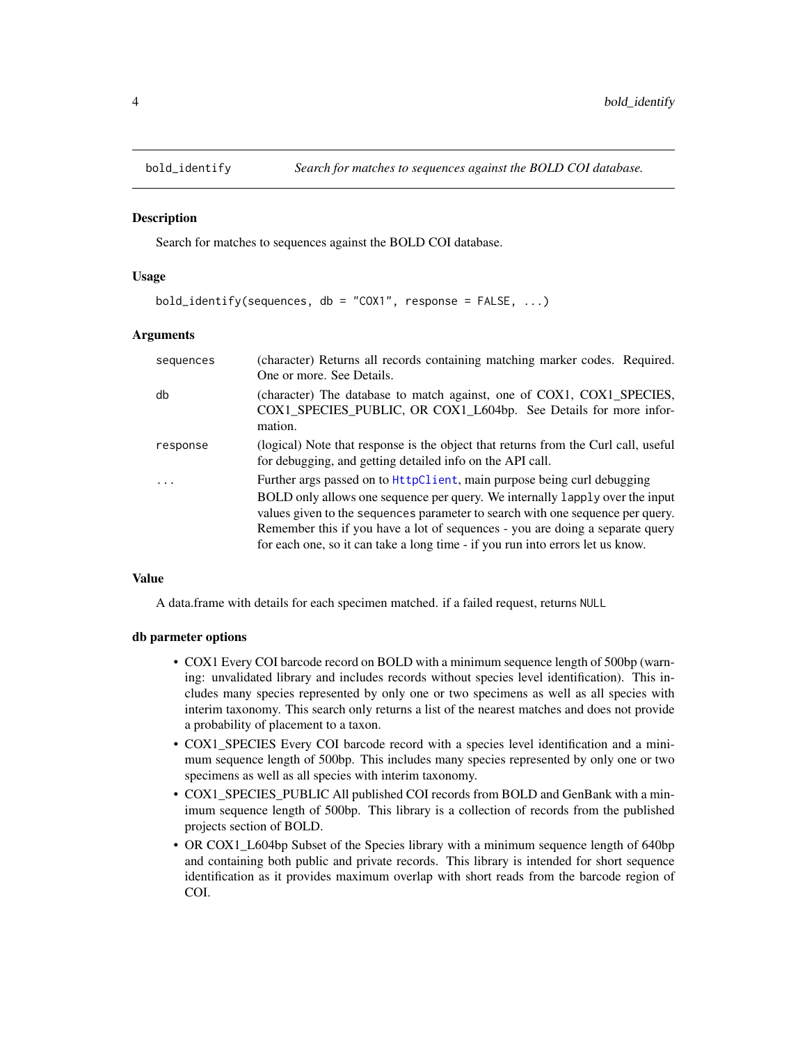## bold_identify — *Search for matches to sequences against the BOLD COI database.*

### Description

Search for matches to sequences against the BOLD COI database.

### Usage

```
bold_identify(sequences, db = "COX1", response = FALSE, ...)
```

### Arguments

| | |
|---|---|
| sequences | (character) Returns all records containing matching marker codes. Required. One or more. See Details. |
| db | (character) The database to match against, one of COX1, COX1_SPECIES, COX1_SPECIES_PUBLIC, OR COX1_L604bp. See Details for more information. |
| response | (logical) Note that response is the object that returns from the Curl call, useful for debugging, and getting detailed info on the API call. |
| ... | Further args passed on to `HttpClient`, main purpose being curl debugging<br>BOLD only allows one sequence per query. We internally `lapply` over the input values given to the `sequences` parameter to search with one sequence per query. Remember this if you have a lot of sequences - you are doing a separate query for each one, so it can take a long time - if you run into errors let us know. |

### Value

A data.frame with details for each specimen matched. if a failed request, returns `NULL`

### db parmeter options

- COX1 Every COI barcode record on BOLD with a minimum sequence length of 500bp (warning: unvalidated library and includes records without species level identification). This includes many species represented by only one or two specimens as well as all species with interim taxonomy. This search only returns a list of the nearest matches and does not provide a probability of placement to a taxon.
- COX1_SPECIES Every COI barcode record with a species level identification and a minimum sequence length of 500bp. This includes many species represented by only one or two specimens as well as all species with interim taxonomy.
- COX1_SPECIES_PUBLIC All published COI records from BOLD and GenBank with a minimum sequence length of 500bp. This library is a collection of records from the published projects section of BOLD.
- OR COX1_L604bp Subset of the Species library with a minimum sequence length of 640bp and containing both public and private records. This library is intended for short sequence identification as it provides maximum overlap with short reads from the barcode region of COI.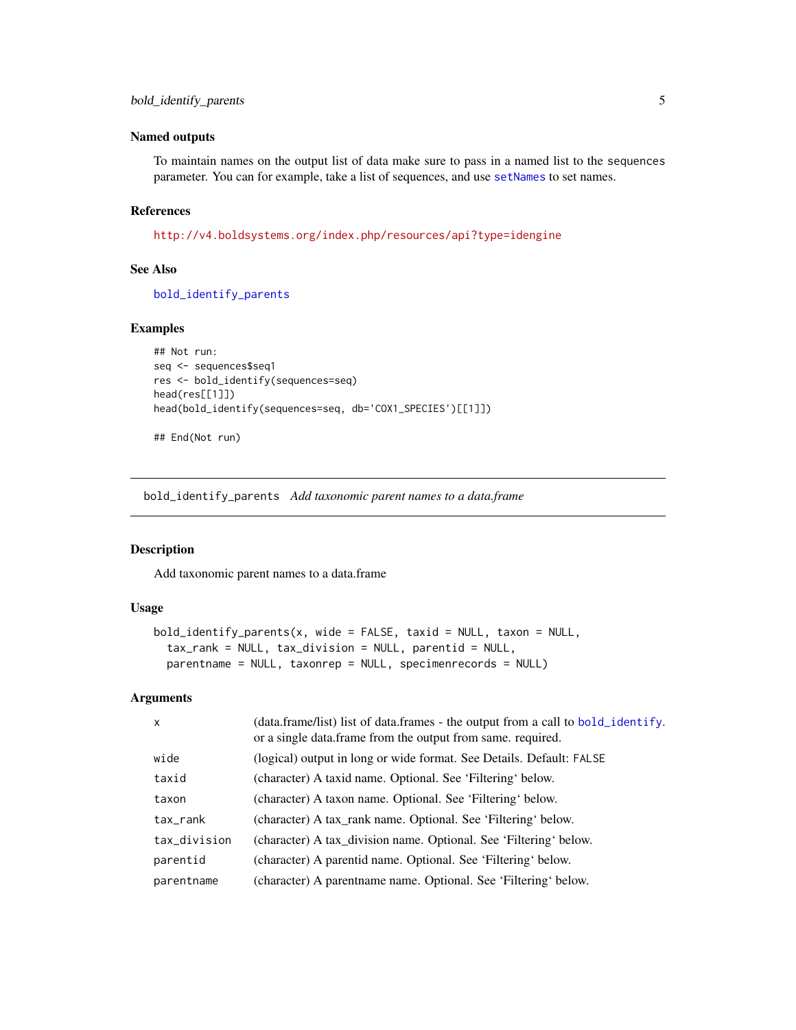### Named outputs

To maintain names on the output list of data make sure to pass in a named list to the sequences parameter. You can for example, take a list of sequences, and use setNames to set names.

### References

http://v4.boldsystems.org/index.php/resources/api?type=idengine

### See Also

bold_identify_parents

### Examples

```
## Not run:
seq <- sequences$seq1
res <- bold_identify(sequences=seq)
head(res[[1]])
head(bold_identify(sequences=seq, db='COX1_SPECIES')[[1]])

## End(Not run)
```

---

## bold_identify_parents *Add taxonomic parent names to a data.frame*

### Description

Add taxonomic parent names to a data.frame

### Usage

```
bold_identify_parents(x, wide = FALSE, taxid = NULL, taxon = NULL,
  tax_rank = NULL, tax_division = NULL, parentid = NULL,
  parentname = NULL, taxonrep = NULL, specimenrecords = NULL)
```

### Arguments

| | |
|---|---|
| x | (data.frame/list) list of data.frames - the output from a call to bold_identify. or a single data.frame from the output from same. required. |
| wide | (logical) output in long or wide format. See Details. Default: FALSE |
| taxid | (character) A taxid name. Optional. See 'Filtering' below. |
| taxon | (character) A taxon name. Optional. See 'Filtering' below. |
| tax_rank | (character) A tax_rank name. Optional. See 'Filtering' below. |
| tax_division | (character) A tax_division name. Optional. See 'Filtering' below. |
| parentid | (character) A parentid name. Optional. See 'Filtering' below. |
| parentname | (character) A parentname name. Optional. See 'Filtering' below. |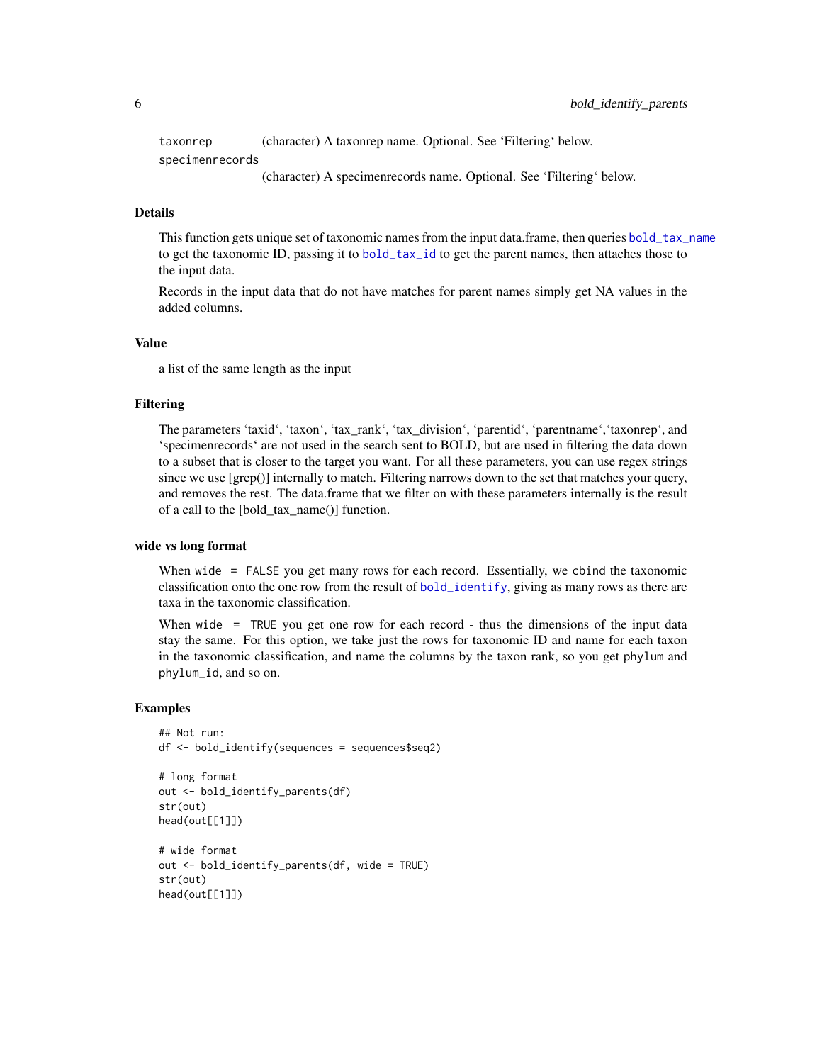| | |
|---|---|
| taxonrep | (character) A taxonrep name. Optional. See 'Filtering' below. |
| specimenrecords | (character) A specimenrecords name. Optional. See 'Filtering' below. |

### Details

This function gets unique set of taxonomic names from the input data.frame, then queries bold_tax_name to get the taxonomic ID, passing it to bold_tax_id to get the parent names, then attaches those to the input data.

Records in the input data that do not have matches for parent names simply get NA values in the added columns.

### Value

a list of the same length as the input

### Filtering

The parameters 'taxid', 'taxon', 'tax_rank', 'tax_division', 'parentid', 'parentname','taxonrep', and 'specimenrecords' are not used in the search sent to BOLD, but are used in filtering the data down to a subset that is closer to the target you want. For all these parameters, you can use regex strings since we use [grep()] internally to match. Filtering narrows down to the set that matches your query, and removes the rest. The data.frame that we filter on with these parameters internally is the result of a call to the [bold_tax_name()] function.

### wide vs long format

When `wide = FALSE` you get many rows for each record. Essentially, we `cbind` the taxonomic classification onto the one row from the result of bold_identify, giving as many rows as there are taxa in the taxonomic classification.

When `wide = TRUE` you get one row for each record - thus the dimensions of the input data stay the same. For this option, we take just the rows for taxonomic ID and name for each taxon in the taxonomic classification, and name the columns by the taxon rank, so you get `phylum` and `phylum_id`, and so on.

### Examples

```
## Not run:
df <- bold_identify(sequences = sequences$seq2)

# long format
out <- bold_identify_parents(df)
str(out)
head(out[[1]])

# wide format
out <- bold_identify_parents(df, wide = TRUE)
str(out)
head(out[[1]])
```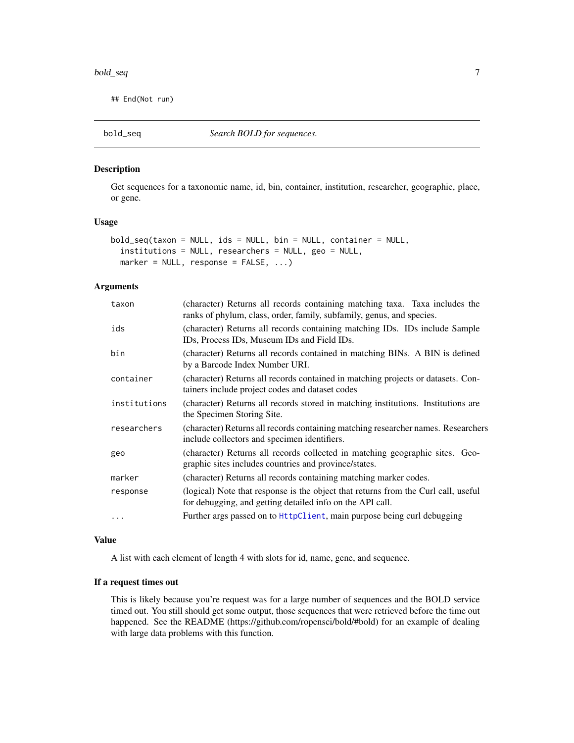```
## End(Not run)
```

## bold_seq — *Search BOLD for sequences.*

### Description

Get sequences for a taxonomic name, id, bin, container, institution, researcher, geographic, place, or gene.

### Usage

```
bold_seq(taxon = NULL, ids = NULL, bin = NULL, container = NULL,
  institutions = NULL, researchers = NULL, geo = NULL,
  marker = NULL, response = FALSE, ...)
```

### Arguments

| | |
|---|---|
| taxon | (character) Returns all records containing matching taxa. Taxa includes the ranks of phylum, class, order, family, subfamily, genus, and species. |
| ids | (character) Returns all records containing matching IDs. IDs include Sample IDs, Process IDs, Museum IDs and Field IDs. |
| bin | (character) Returns all records contained in matching BINs. A BIN is defined by a Barcode Index Number URI. |
| container | (character) Returns all records contained in matching projects or datasets. Containers include project codes and dataset codes |
| institutions | (character) Returns all records stored in matching institutions. Institutions are the Specimen Storing Site. |
| researchers | (character) Returns all records containing matching researcher names. Researchers include collectors and specimen identifiers. |
| geo | (character) Returns all records collected in matching geographic sites. Geographic sites includes countries and province/states. |
| marker | (character) Returns all records containing matching marker codes. |
| response | (logical) Note that response is the object that returns from the Curl call, useful for debugging, and getting detailed info on the API call. |
| ... | Further args passed on to HttpClient, main purpose being curl debugging |

### Value

A list with each element of length 4 with slots for id, name, gene, and sequence.

### If a request times out

This is likely because you're request was for a large number of sequences and the BOLD service timed out. You still should get some output, those sequences that were retrieved before the time out happened. See the README (https://github.com/ropensci/bold/#bold) for an example of dealing with large data problems with this function.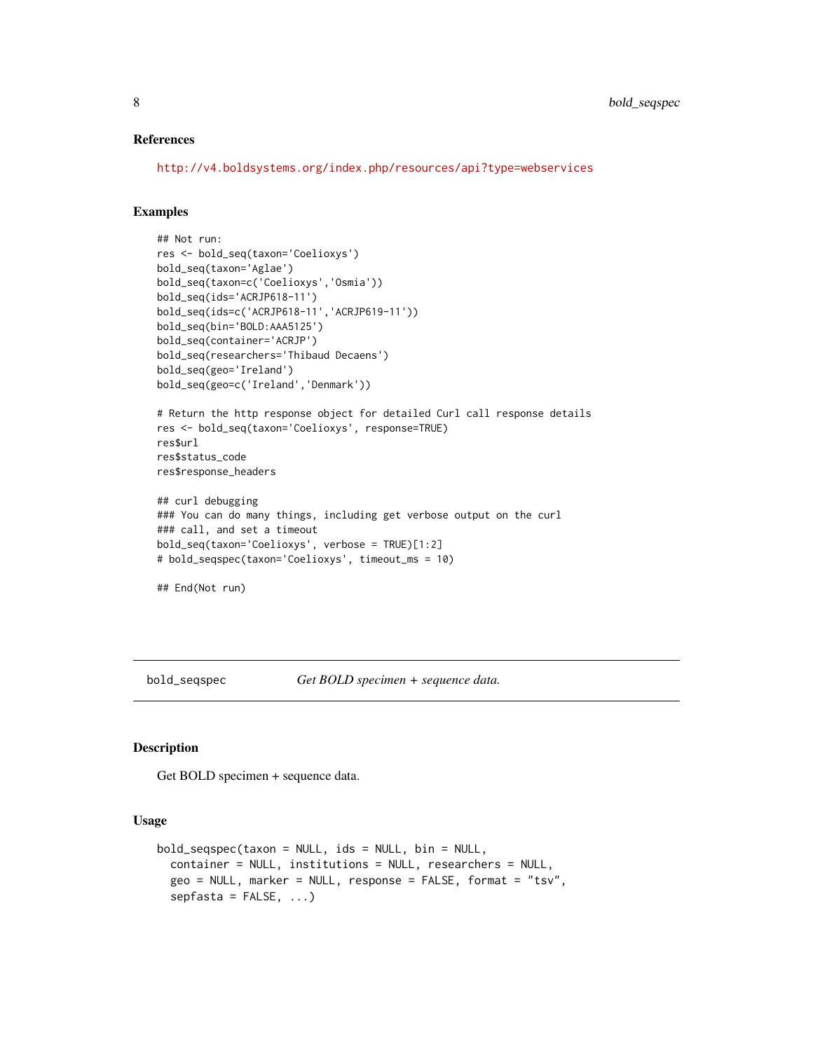### References

http://v4.boldsystems.org/index.php/resources/api?type=webservices

### Examples

```
## Not run:
res <- bold_seq(taxon='Coelioxys')
bold_seq(taxon='Aglae')
bold_seq(taxon=c('Coelioxys','Osmia'))
bold_seq(ids='ACRJP618-11')
bold_seq(ids=c('ACRJP618-11','ACRJP619-11'))
bold_seq(bin='BOLD:AAA5125')
bold_seq(container='ACRJP')
bold_seq(researchers='Thibaud Decaens')
bold_seq(geo='Ireland')
bold_seq(geo=c('Ireland','Denmark'))

# Return the http response object for detailed Curl call response details
res <- bold_seq(taxon='Coelioxys', response=TRUE)
res$url
res$status_code
res$response_headers

## curl debugging
### You can do many things, including get verbose output on the curl
### call, and set a timeout
bold_seq(taxon='Coelioxys', verbose = TRUE)[1:2]
# bold_seqspec(taxon='Coelioxys', timeout_ms = 10)

## End(Not run)
```

---

## bold_seqspec — *Get BOLD specimen + sequence data.*

### Description

Get BOLD specimen + sequence data.

### Usage

```
bold_seqspec(taxon = NULL, ids = NULL, bin = NULL,
  container = NULL, institutions = NULL, researchers = NULL,
  geo = NULL, marker = NULL, response = FALSE, format = "tsv",
  sepfasta = FALSE, ...)
```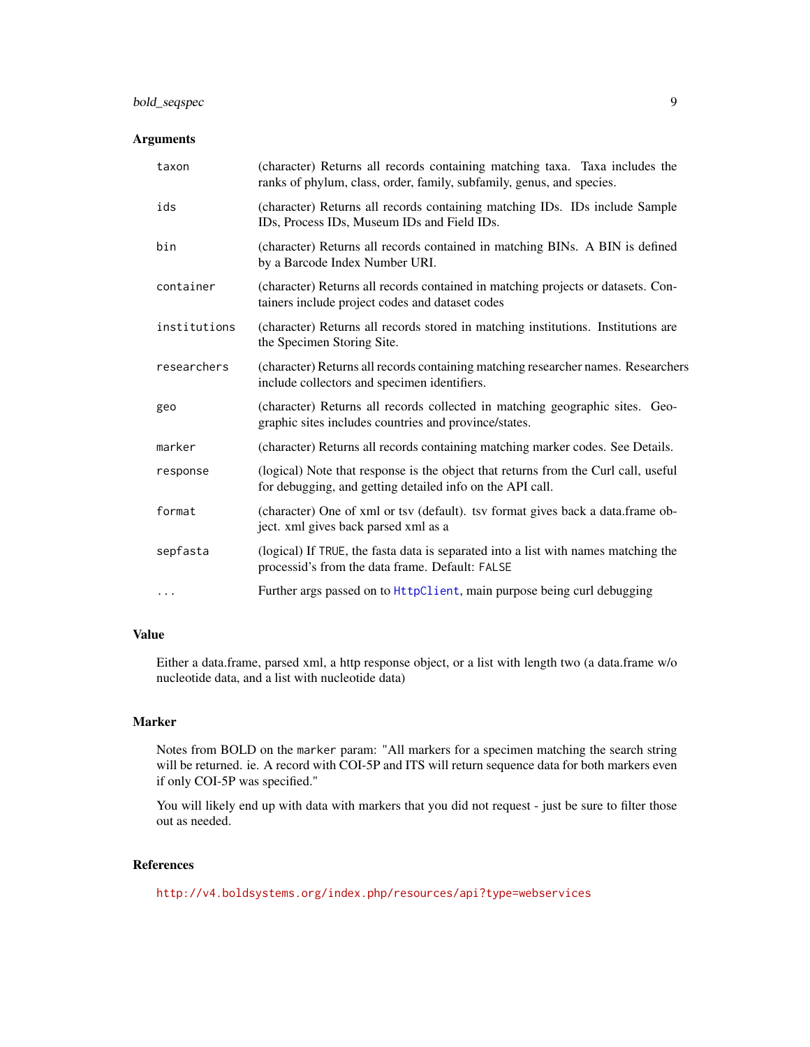## Arguments

| | |
|---|---|
| `taxon` | (character) Returns all records containing matching taxa. Taxa includes the ranks of phylum, class, order, family, subfamily, genus, and species. |
| `ids` | (character) Returns all records containing matching IDs. IDs include Sample IDs, Process IDs, Museum IDs and Field IDs. |
| `bin` | (character) Returns all records contained in matching BINs. A BIN is defined by a Barcode Index Number URI. |
| `container` | (character) Returns all records contained in matching projects or datasets. Containers include project codes and dataset codes |
| `institutions` | (character) Returns all records stored in matching institutions. Institutions are the Specimen Storing Site. |
| `researchers` | (character) Returns all records containing matching researcher names. Researchers include collectors and specimen identifiers. |
| `geo` | (character) Returns all records collected in matching geographic sites. Geographic sites includes countries and province/states. |
| `marker` | (character) Returns all records containing matching marker codes. See Details. |
| `response` | (logical) Note that response is the object that returns from the Curl call, useful for debugging, and getting detailed info on the API call. |
| `format` | (character) One of xml or tsv (default). tsv format gives back a data.frame object. xml gives back parsed xml as a |
| `sepfasta` | (logical) If `TRUE`, the fasta data is separated into a list with names matching the processid's from the data frame. Default: `FALSE` |
| `...` | Further args passed on to `HttpClient`, main purpose being curl debugging |

## Value

Either a data.frame, parsed xml, a http response object, or a list with length two (a data.frame w/o nucleotide data, and a list with nucleotide data)

## Marker

Notes from BOLD on the `marker` param: "All markers for a specimen matching the search string will be returned. ie. A record with COI-5P and ITS will return sequence data for both markers even if only COI-5P was specified."

You will likely end up with data with markers that you did not request - just be sure to filter those out as needed.

## References

http://v4.boldsystems.org/index.php/resources/api?type=webservices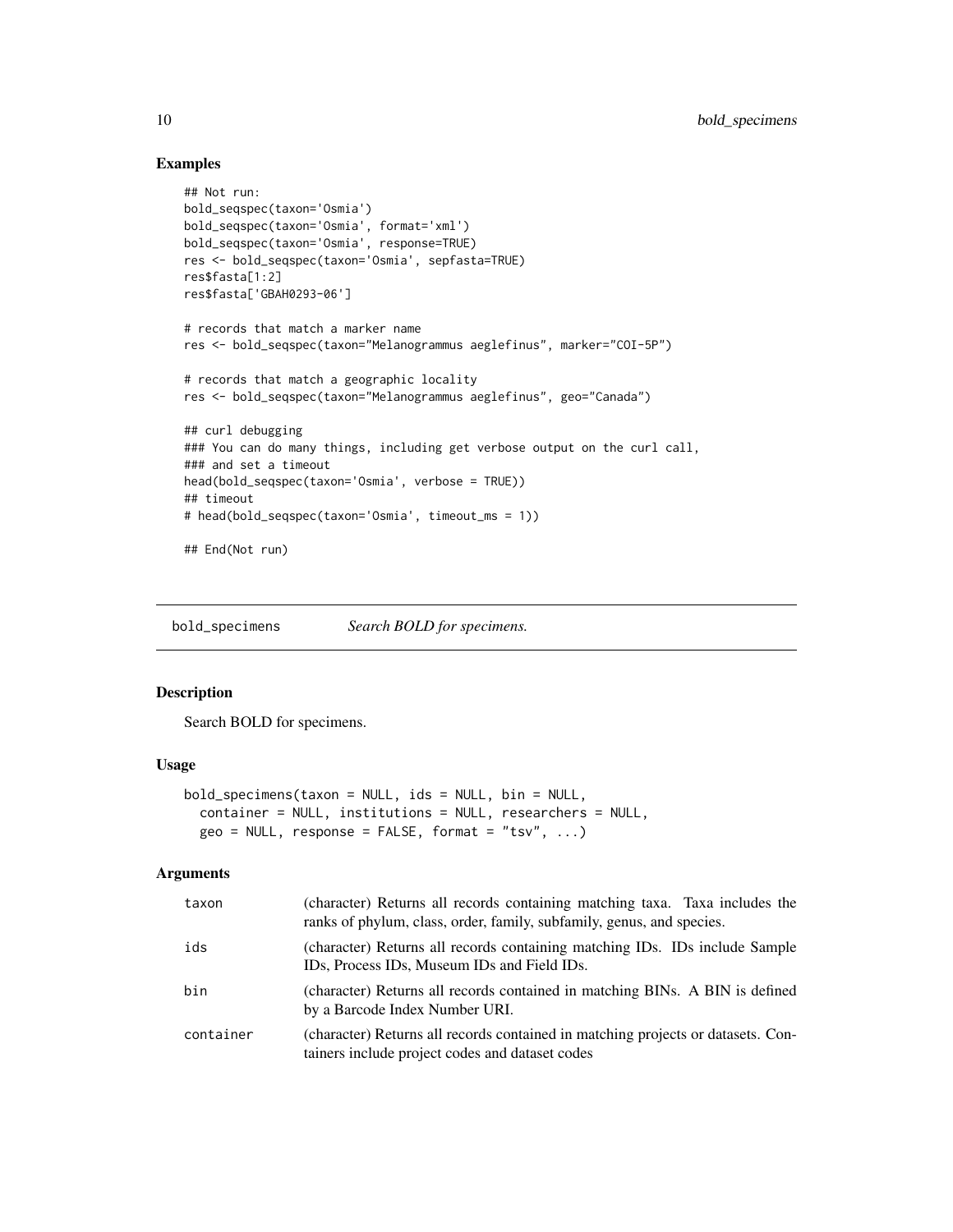## Examples

```
## Not run:
bold_seqspec(taxon='Osmia')
bold_seqspec(taxon='Osmia', format='xml')
bold_seqspec(taxon='Osmia', response=TRUE)
res <- bold_seqspec(taxon='Osmia', sepfasta=TRUE)
res$fasta[1:2]
res$fasta['GBAH0293-06']

# records that match a marker name
res <- bold_seqspec(taxon="Melanogrammus aeglefinus", marker="COI-5P")

# records that match a geographic locality
res <- bold_seqspec(taxon="Melanogrammus aeglefinus", geo="Canada")

## curl debugging
### You can do many things, including get verbose output on the curl call,
### and set a timeout
head(bold_seqspec(taxon='Osmia', verbose = TRUE))
## timeout
# head(bold_seqspec(taxon='Osmia', timeout_ms = 1))

## End(Not run)
```

# bold_specimens *Search BOLD for specimens.*

## Description

Search BOLD for specimens.

## Usage

```
bold_specimens(taxon = NULL, ids = NULL, bin = NULL,
  container = NULL, institutions = NULL, researchers = NULL,
  geo = NULL, response = FALSE, format = "tsv", ...)
```

## Arguments

| | |
|---|---|
| taxon | (character) Returns all records containing matching taxa. Taxa includes the ranks of phylum, class, order, family, subfamily, genus, and species. |
| ids | (character) Returns all records containing matching IDs. IDs include Sample IDs, Process IDs, Museum IDs and Field IDs. |
| bin | (character) Returns all records contained in matching BINs. A BIN is defined by a Barcode Index Number URI. |
| container | (character) Returns all records contained in matching projects or datasets. Containers include project codes and dataset codes |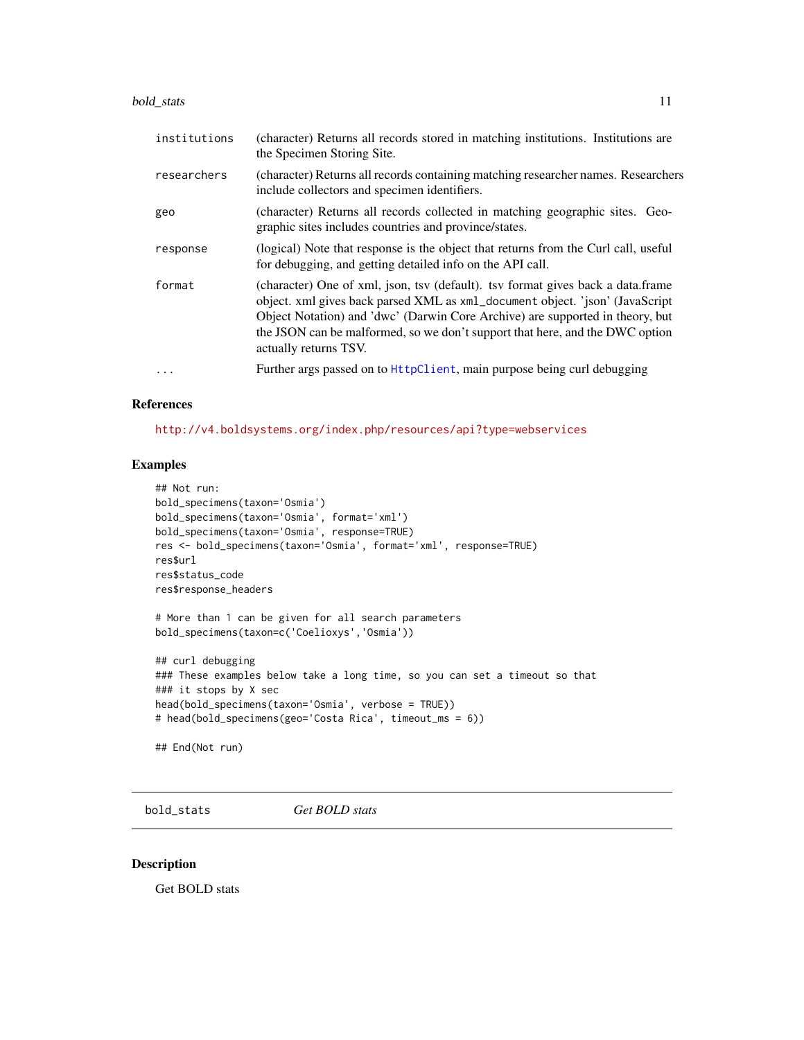| | |
|---|---|
| institutions | (character) Returns all records stored in matching institutions. Institutions are the Specimen Storing Site. |
| researchers | (character) Returns all records containing matching researcher names. Researchers include collectors and specimen identifiers. |
| geo | (character) Returns all records collected in matching geographic sites. Geographic sites includes countries and province/states. |
| response | (logical) Note that response is the object that returns from the Curl call, useful for debugging, and getting detailed info on the API call. |
| format | (character) One of xml, json, tsv (default). tsv format gives back a data.frame object. xml gives back parsed XML as `xml_document` object. 'json' (JavaScript Object Notation) and 'dwc' (Darwin Core Archive) are supported in theory, but the JSON can be malformed, so we don't support that here, and the DWC option actually returns TSV. |
| ... | Further args passed on to `HttpClient`, main purpose being curl debugging |

### References

http://v4.boldsystems.org/index.php/resources/api?type=webservices

### Examples

```
## Not run:
bold_specimens(taxon='Osmia')
bold_specimens(taxon='Osmia', format='xml')
bold_specimens(taxon='Osmia', response=TRUE)
res <- bold_specimens(taxon='Osmia', format='xml', response=TRUE)
res$url
res$status_code
res$response_headers

# More than 1 can be given for all search parameters
bold_specimens(taxon=c('Coelioxys','Osmia'))

## curl debugging
### These examples below take a long time, so you can set a timeout so that
### it stops by X sec
head(bold_specimens(taxon='Osmia', verbose = TRUE))
# head(bold_specimens(geo='Costa Rica', timeout_ms = 6))

## End(Not run)
```

---

## bold_stats &nbsp;&nbsp;&nbsp;&nbsp;&nbsp; *Get BOLD stats*

---

### Description

Get BOLD stats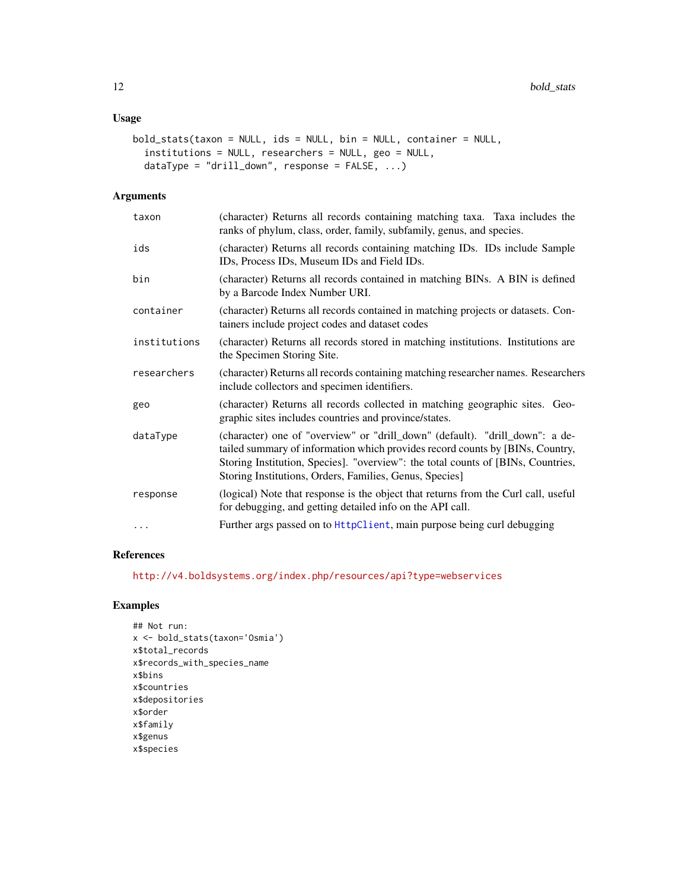### Usage

```
bold_stats(taxon = NULL, ids = NULL, bin = NULL, container = NULL,
  institutions = NULL, researchers = NULL, geo = NULL,
  dataType = "drill_down", response = FALSE, ...)
```

### Arguments

| | |
|---|---|
| taxon | (character) Returns all records containing matching taxa. Taxa includes the ranks of phylum, class, order, family, subfamily, genus, and species. |
| ids | (character) Returns all records containing matching IDs. IDs include Sample IDs, Process IDs, Museum IDs and Field IDs. |
| bin | (character) Returns all records contained in matching BINs. A BIN is defined by a Barcode Index Number URI. |
| container | (character) Returns all records contained in matching projects or datasets. Containers include project codes and dataset codes |
| institutions | (character) Returns all records stored in matching institutions. Institutions are the Specimen Storing Site. |
| researchers | (character) Returns all records containing matching researcher names. Researchers include collectors and specimen identifiers. |
| geo | (character) Returns all records collected in matching geographic sites. Geographic sites includes countries and province/states. |
| dataType | (character) one of "overview" or "drill_down" (default). "drill_down": a detailed summary of information which provides record counts by [BINs, Country, Storing Institution, Species]. "overview": the total counts of [BINs, Countries, Storing Institutions, Orders, Families, Genus, Species] |
| response | (logical) Note that response is the object that returns from the Curl call, useful for debugging, and getting detailed info on the API call. |
| ... | Further args passed on to HttpClient, main purpose being curl debugging |

### References

http://v4.boldsystems.org/index.php/resources/api?type=webservices

### Examples

```
## Not run:
x <- bold_stats(taxon='Osmia')
x$total_records
x$records_with_species_name
x$bins
x$countries
x$depositories
x$order
x$family
x$genus
x$species
```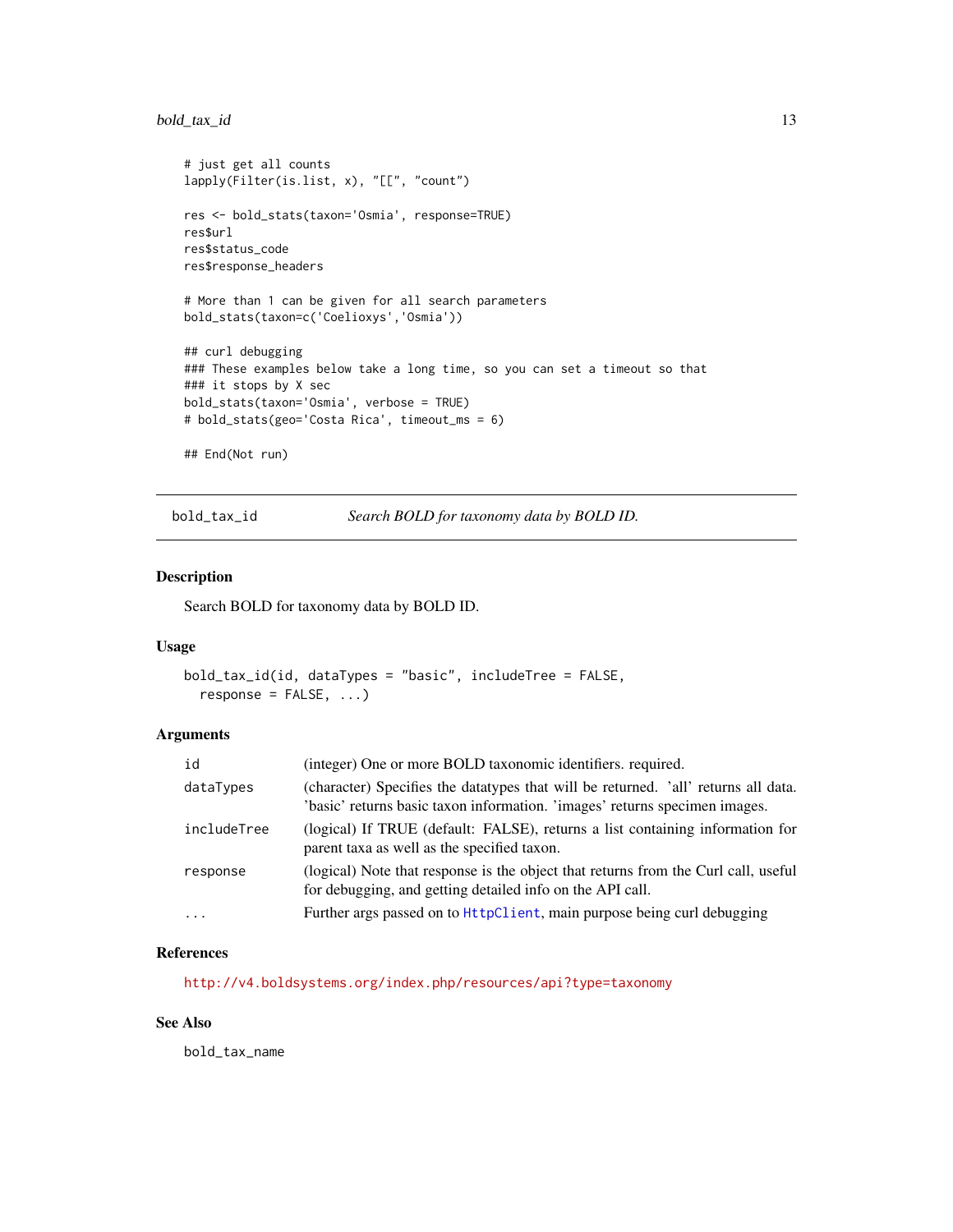```
# just get all counts
lapply(Filter(is.list, x), "[[", "count")

res <- bold_stats(taxon='Osmia', response=TRUE)
res$url
res$status_code
res$response_headers

# More than 1 can be given for all search parameters
bold_stats(taxon=c('Coelioxys','Osmia'))

## curl debugging
### These examples below take a long time, so you can set a timeout so that
### it stops by X sec
bold_stats(taxon='Osmia', verbose = TRUE)
# bold_stats(geo='Costa Rica', timeout_ms = 6)

## End(Not run)
```

---

## bold_tax_id — *Search BOLD for taxonomy data by BOLD ID.*

### Description

Search BOLD for taxonomy data by BOLD ID.

### Usage

```
bold_tax_id(id, dataTypes = "basic", includeTree = FALSE,
  response = FALSE, ...)
```

### Arguments

| | |
|---|---|
| `id` | (integer) One or more BOLD taxonomic identifiers. required. |
| `dataTypes` | (character) Specifies the datatypes that will be returned. 'all' returns all data. 'basic' returns basic taxon information. 'images' returns specimen images. |
| `includeTree` | (logical) If TRUE (default: FALSE), returns a list containing information for parent taxa as well as the specified taxon. |
| `response` | (logical) Note that response is the object that returns from the Curl call, useful for debugging, and getting detailed info on the API call. |
| `...` | Further args passed on to `HttpClient`, main purpose being curl debugging |

### References

http://v4.boldsystems.org/index.php/resources/api?type=taxonomy

### See Also

`bold_tax_name`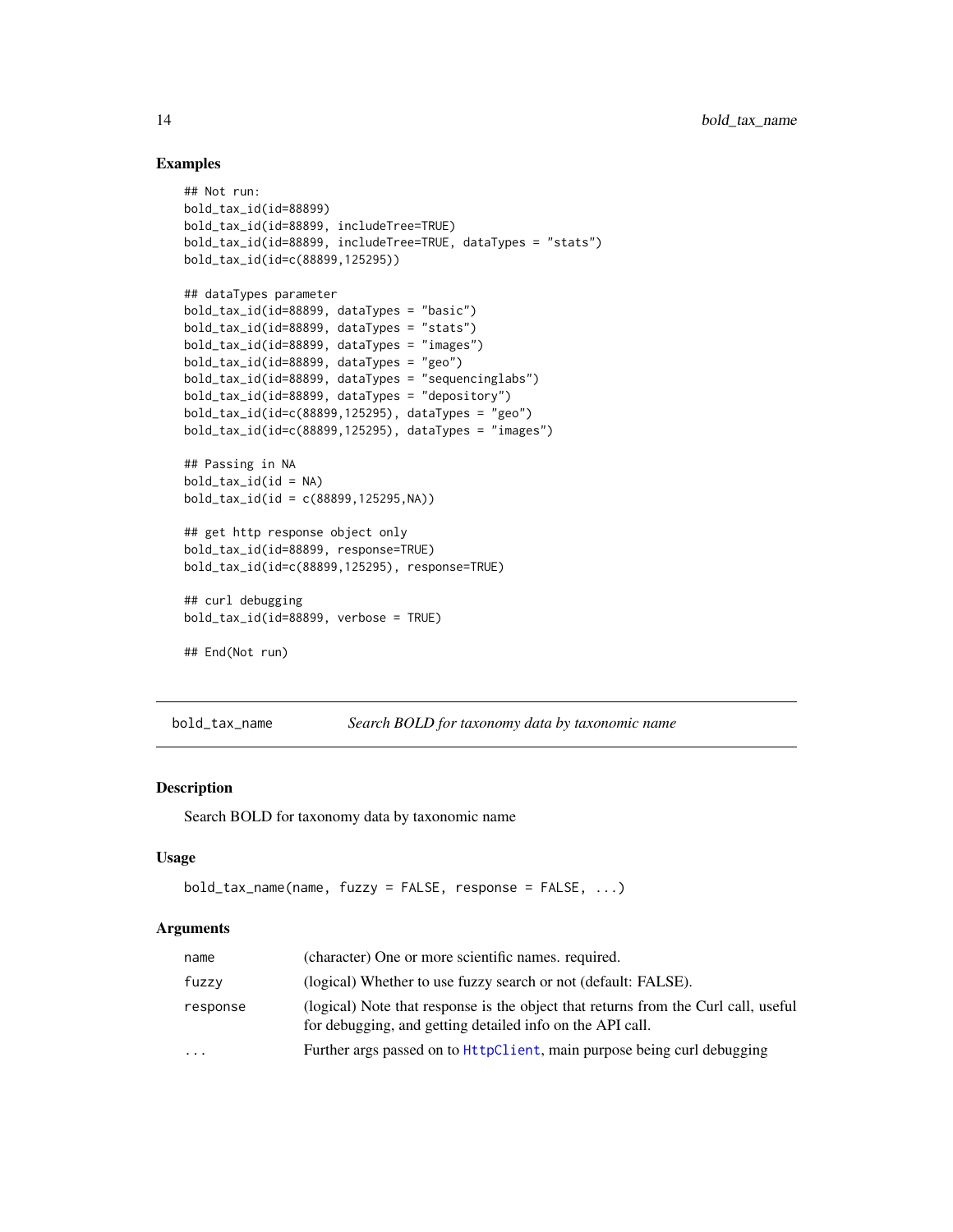## Examples

```
## Not run:
bold_tax_id(id=88899)
bold_tax_id(id=88899, includeTree=TRUE)
bold_tax_id(id=88899, includeTree=TRUE, dataTypes = "stats")
bold_tax_id(id=c(88899,125295))

## dataTypes parameter
bold_tax_id(id=88899, dataTypes = "basic")
bold_tax_id(id=88899, dataTypes = "stats")
bold_tax_id(id=88899, dataTypes = "images")
bold_tax_id(id=88899, dataTypes = "geo")
bold_tax_id(id=88899, dataTypes = "sequencinglabs")
bold_tax_id(id=88899, dataTypes = "depository")
bold_tax_id(id=c(88899,125295), dataTypes = "geo")
bold_tax_id(id=c(88899,125295), dataTypes = "images")

## Passing in NA
bold_tax_id(id = NA)
bold_tax_id(id = c(88899,125295,NA))

## get http response object only
bold_tax_id(id=88899, response=TRUE)
bold_tax_id(id=c(88899,125295), response=TRUE)

## curl debugging
bold_tax_id(id=88899, verbose = TRUE)

## End(Not run)
```

---

# bold_tax_name *Search BOLD for taxonomy data by taxonomic name*

---

## Description

Search BOLD for taxonomy data by taxonomic name

## Usage

```
bold_tax_name(name, fuzzy = FALSE, response = FALSE, ...)
```

## Arguments

| | |
|---|---|
| name | (character) One or more scientific names. required. |
| fuzzy | (logical) Whether to use fuzzy search or not (default: FALSE). |
| response | (logical) Note that response is the object that returns from the Curl call, useful for debugging, and getting detailed info on the API call. |
| ... | Further args passed on to HttpClient, main purpose being curl debugging |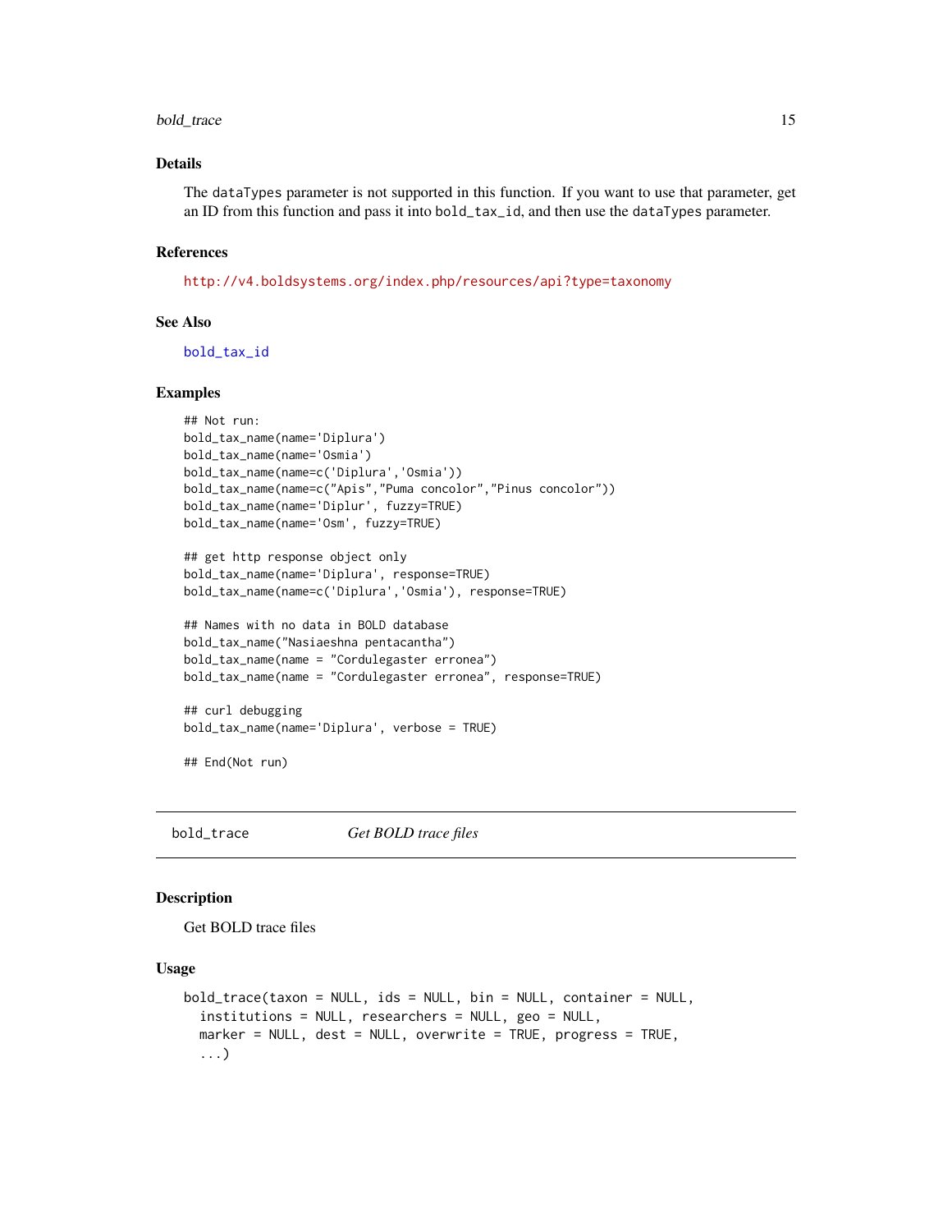## Details

The `dataTypes` parameter is not supported in this function. If you want to use that parameter, get an ID from this function and pass it into `bold_tax_id`, and then use the `dataTypes` parameter.

## References

http://v4.boldsystems.org/index.php/resources/api?type=taxonomy

## See Also

`bold_tax_id`

## Examples

```
## Not run:
bold_tax_name(name='Diplura')
bold_tax_name(name='Osmia')
bold_tax_name(name=c('Diplura','Osmia'))
bold_tax_name(name=c("Apis","Puma concolor","Pinus concolor"))
bold_tax_name(name='Diplur', fuzzy=TRUE)
bold_tax_name(name='Osm', fuzzy=TRUE)

## get http response object only
bold_tax_name(name='Diplura', response=TRUE)
bold_tax_name(name=c('Diplura','Osmia'), response=TRUE)

## Names with no data in BOLD database
bold_tax_name("Nasiaeshna pentacantha")
bold_tax_name(name = "Cordulegaster erronea")
bold_tax_name(name = "Cordulegaster erronea", response=TRUE)

## curl debugging
bold_tax_name(name='Diplura', verbose = TRUE)

## End(Not run)
```

---

# bold_trace — *Get BOLD trace files*

## Description

Get BOLD trace files

## Usage

```
bold_trace(taxon = NULL, ids = NULL, bin = NULL, container = NULL,
  institutions = NULL, researchers = NULL, geo = NULL,
  marker = NULL, dest = NULL, overwrite = TRUE, progress = TRUE,
  ...)
```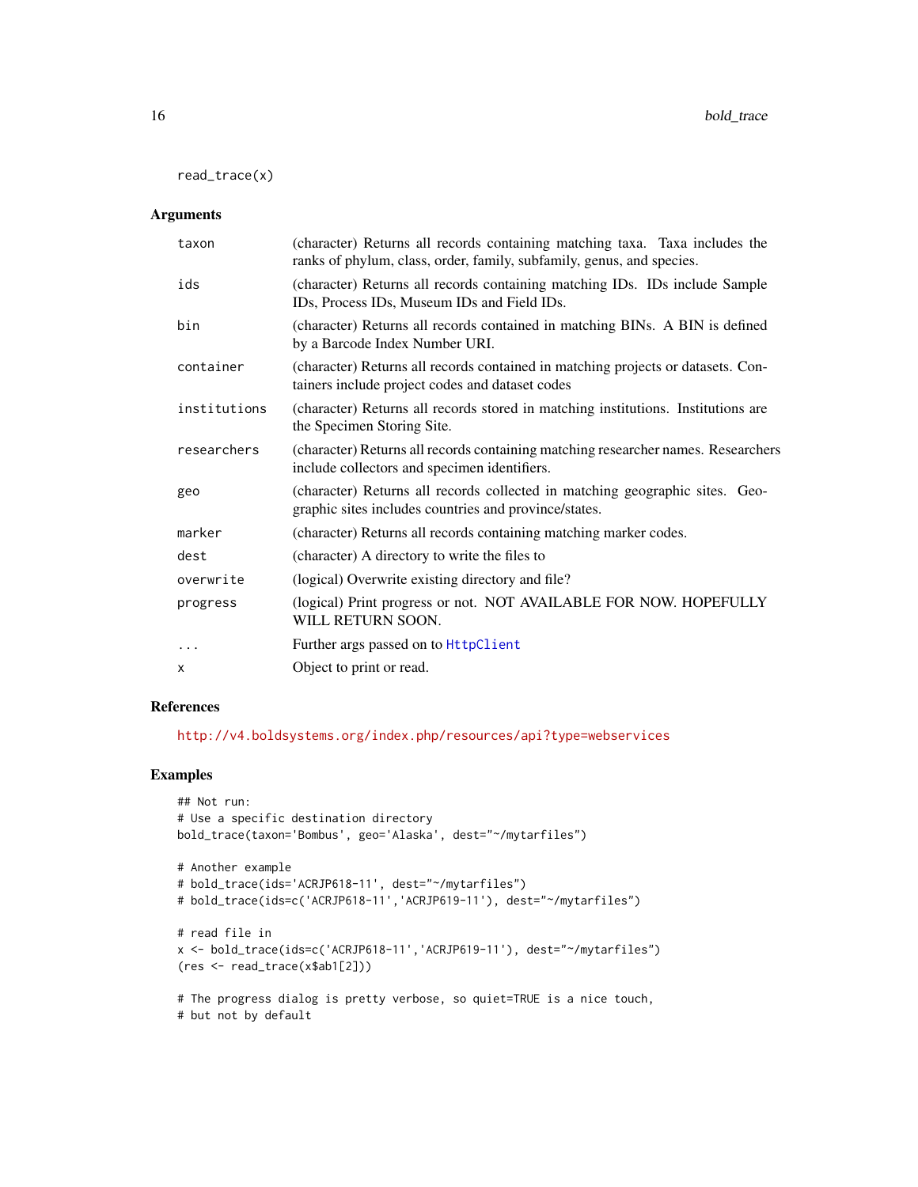```
read_trace(x)
```

## Arguments

| | |
|---|---|
| taxon | (character) Returns all records containing matching taxa. Taxa includes the ranks of phylum, class, order, family, subfamily, genus, and species. |
| ids | (character) Returns all records containing matching IDs. IDs include Sample IDs, Process IDs, Museum IDs and Field IDs. |
| bin | (character) Returns all records contained in matching BINs. A BIN is defined by a Barcode Index Number URI. |
| container | (character) Returns all records contained in matching projects or datasets. Containers include project codes and dataset codes |
| institutions | (character) Returns all records stored in matching institutions. Institutions are the Specimen Storing Site. |
| researchers | (character) Returns all records containing matching researcher names. Researchers include collectors and specimen identifiers. |
| geo | (character) Returns all records collected in matching geographic sites. Geographic sites includes countries and province/states. |
| marker | (character) Returns all records containing matching marker codes. |
| dest | (character) A directory to write the files to |
| overwrite | (logical) Overwrite existing directory and file? |
| progress | (logical) Print progress or not. NOT AVAILABLE FOR NOW. HOPEFULLY WILL RETURN SOON. |
| ... | Further args passed on to HttpClient |
| x | Object to print or read. |

## References

http://v4.boldsystems.org/index.php/resources/api?type=webservices

## Examples

```
## Not run:
# Use a specific destination directory
bold_trace(taxon='Bombus', geo='Alaska', dest="~/mytarfiles")

# Another example
# bold_trace(ids='ACRJP618-11', dest="~/mytarfiles")
# bold_trace(ids=c('ACRJP618-11','ACRJP619-11'), dest="~/mytarfiles")

# read file in
x <- bold_trace(ids=c('ACRJP618-11','ACRJP619-11'), dest="~/mytarfiles")
(res <- read_trace(x$ab1[2]))

# The progress dialog is pretty verbose, so quiet=TRUE is a nice touch,
# but not by default
```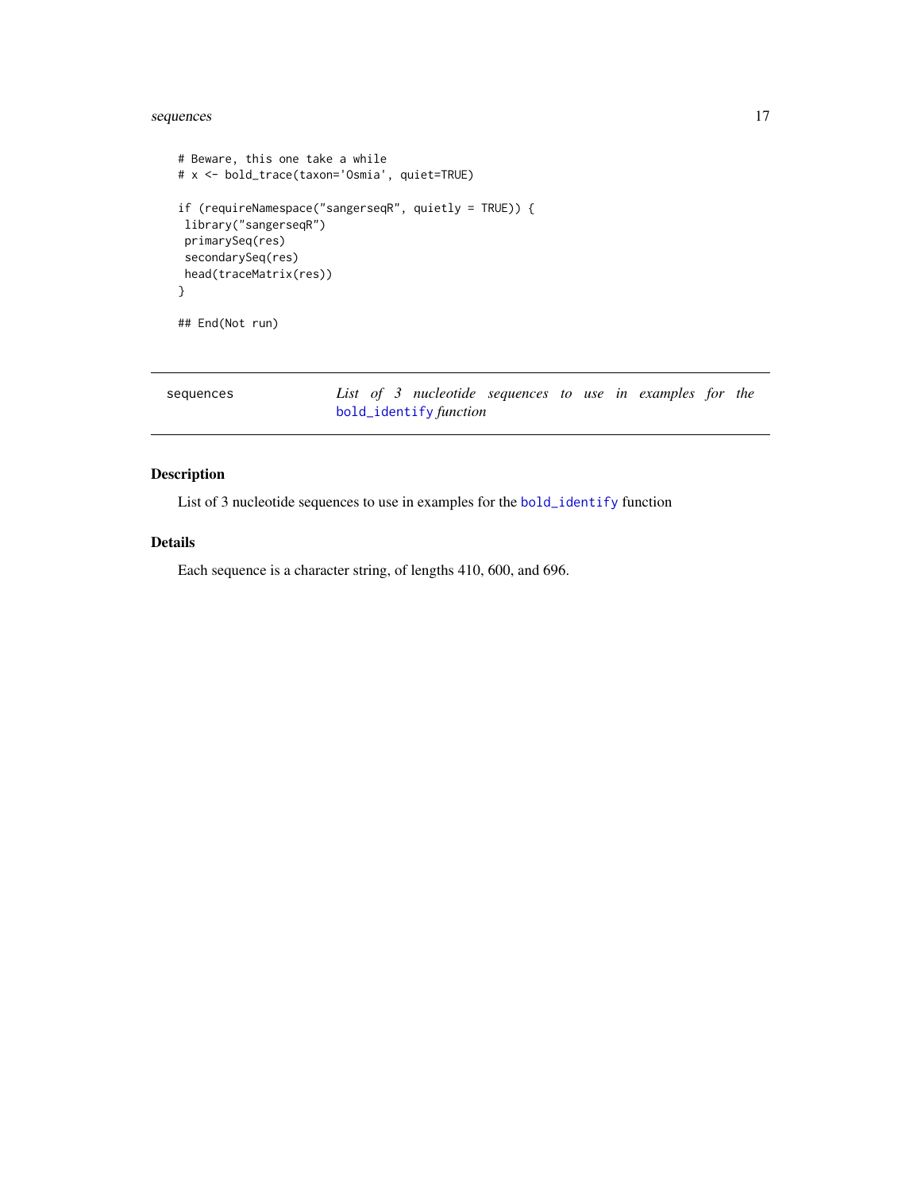```
# Beware, this one take a while
# x <- bold_trace(taxon='Osmia', quiet=TRUE)

if (requireNamespace("sangerseqR", quietly = TRUE)) {
 library("sangerseqR")
 primarySeq(res)
 secondarySeq(res)
 head(traceMatrix(res))
}

## End(Not run)
```

---

`sequences` *List of 3 nucleotide sequences to use in examples for the* `bold_identify` *function*

---

## Description

List of 3 nucleotide sequences to use in examples for the `bold_identify` function

## Details

Each sequence is a character string, of lengths 410, 600, and 696.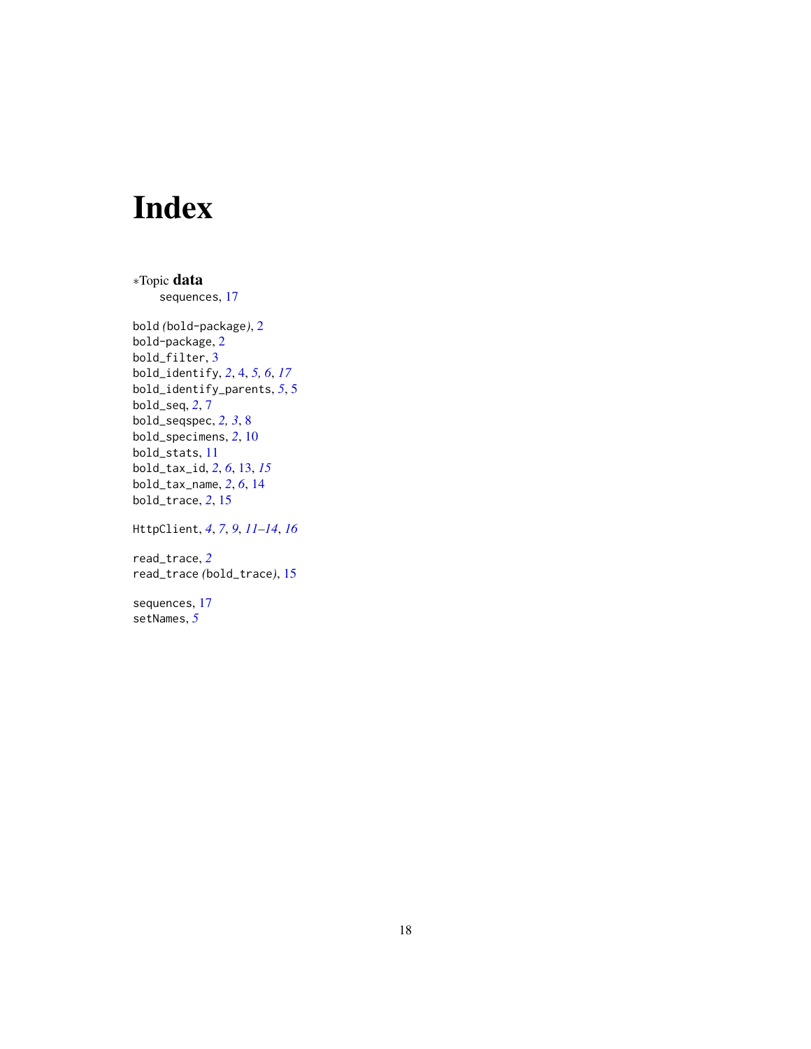# Index

∗Topic **data**

sequences, 17

bold (bold-package), 2
bold-package, 2
bold_filter, 3
bold_identify, *2*, 4, *5, 6*, *17*
bold_identify_parents, *5*, 5
bold_seq, *2*, 7
bold_seqspec, *2, 3*, 8
bold_specimens, *2*, 10
bold_stats, 11
bold_tax_id, *2*, *6*, 13, *15*
bold_tax_name, *2*, *6*, 14
bold_trace, *2*, 15

HttpClient, *4*, *7*, *9*, *11–14*, *16*

read_trace, *2*
read_trace (bold_trace), 15

sequences, 17
setNames, *5*